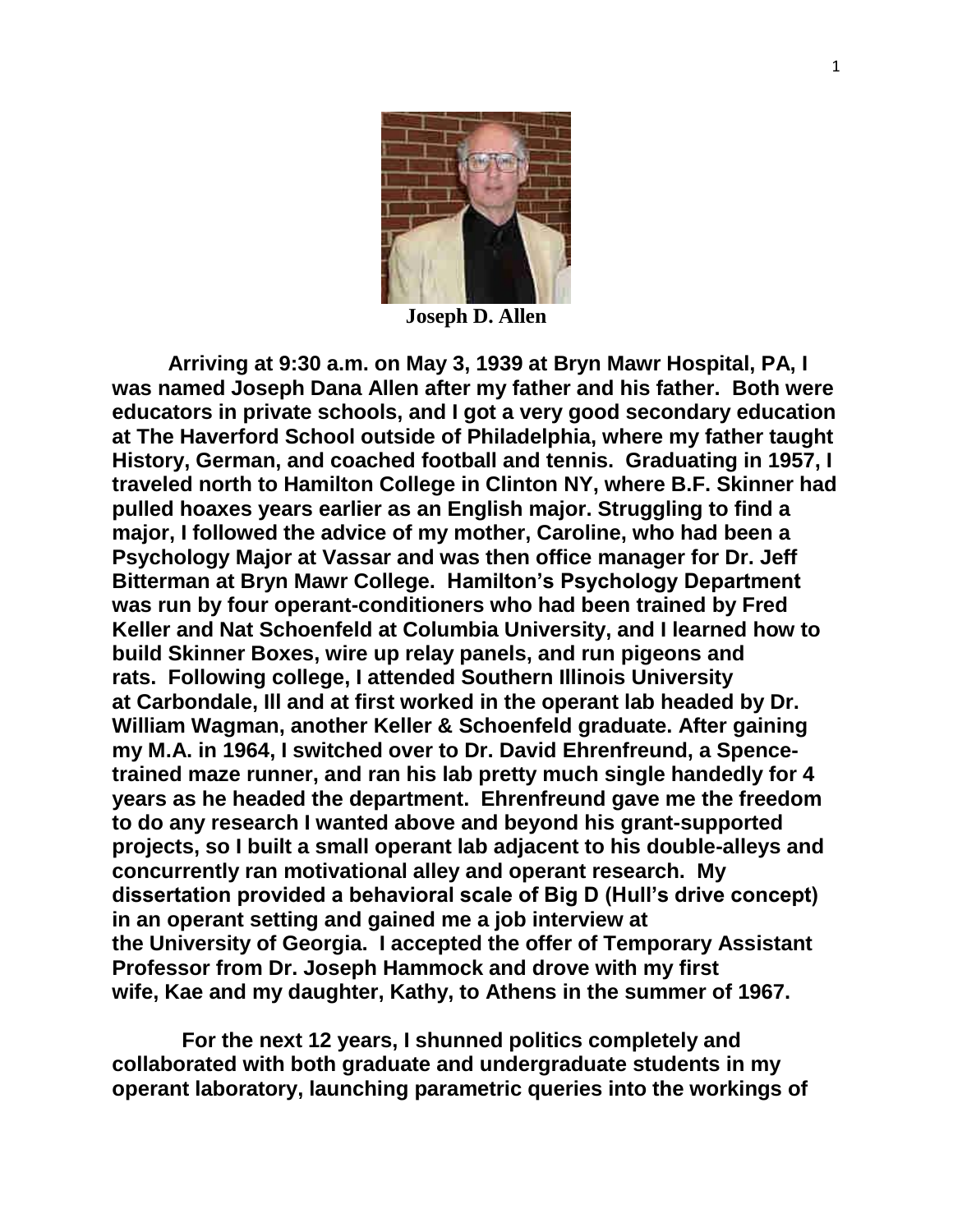**Joseph D. Allen**

**Arriving at 9:30 a.m. on May 3, 1939 at Bryn Mawr Hospital, PA, I was named Joseph Dana Allen after my father and his father. Both were educators in private schools, and I got a very good secondary education at The Haverford School outside of Philadelphia, where my father taught History, German, and coached football and tennis. Graduating in 1957, I traveled north to Hamilton College in Clinton NY, where B.F. Skinner had pulled hoaxes years earlier as an English major. Struggling to find a major, I followed the advice of my mother, Caroline, who had been a Psychology Major at Vassar and was then office manager for Dr. Jeff Bitterman at Bryn Mawr College. Hamilton's Psychology Department was run by four operant-conditioners who had been trained by Fred Keller and Nat Schoenfeld at Columbia University, and I learned how to build Skinner Boxes, wire up relay panels, and run pigeons and rats. Following college, I attended Southern Illinois University at Carbondale, Ill and at first worked in the operant lab headed by Dr. William Wagman, another Keller & Schoenfeld graduate. After gaining my M.A. in 1964, I switched over to Dr. David Ehrenfreund, a Spence-trained maze runner, and ran his lab pretty much single handedly for 4 years as he headed the department. Ehrenfreund gave me the freedom to do any research I wanted above and beyond his grant-supported projects, so I built a small operant lab adjacent to his double-alleys and concurrently ran motivational alley and operant research. My dissertation provided a behavioral scale of Big D (Hull's drive concept) in an operant setting and gained me a job interview at the University of Georgia. I accepted the offer of Temporary Assistant Professor from Dr. Joseph Hammock and drove with my first wife, Kae and my daughter, Kathy, to Athens in the summer of 1967.**

**For the next 12 years, I shunned politics completely and collaborated with both graduate and undergraduate students in my operant laboratory, launching parametric queries into the workings of**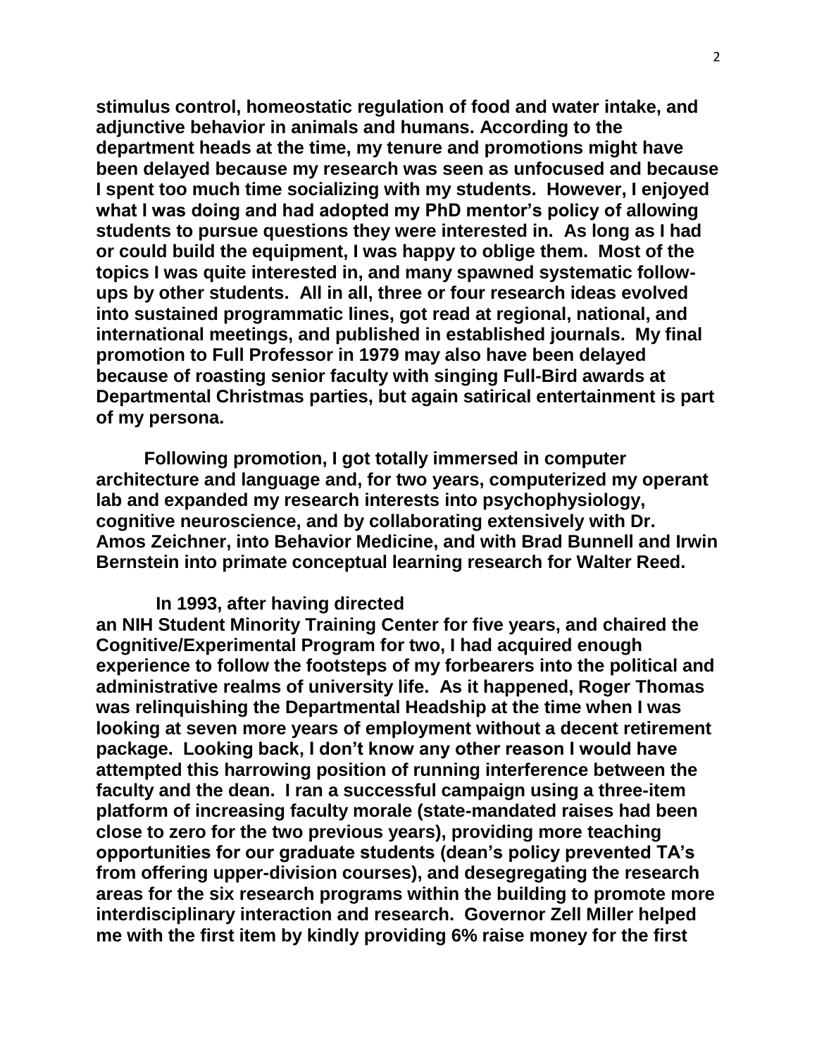stimulus control, homeostatic regulation of food and water intake, and adjunctive behavior in animals and humans. According to the department heads at the time, my tenure and promotions might have been delayed because my research was seen as unfocused and because I spent too much time socializing with my students. However, I enjoyed what I was doing and had adopted my PhD mentor's policy of allowing students to pursue questions they were interested in. As long as I had or could build the equipment, I was happy to oblige them. Most of the topics I was quite interested in, and many spawned systematic follow-ups by other students. All in all, three or four research ideas evolved into sustained programmatic lines, got read at regional, national, and international meetings, and published in established journals. My final promotion to Full Professor in 1979 may also have been delayed because of roasting senior faculty with singing Full-Bird awards at Departmental Christmas parties, but again satirical entertainment is part of my persona.

Following promotion, I got totally immersed in computer architecture and language and, for two years, computerized my operant lab and expanded my research interests into psychophysiology, cognitive neuroscience, and by collaborating extensively with Dr. Amos Zeichner, into Behavior Medicine, and with Brad Bunnell and Irwin Bernstein into primate conceptual learning research for Walter Reed.

In 1993, after having directed an NIH Student Minority Training Center for five years, and chaired the Cognitive/Experimental Program for two, I had acquired enough experience to follow the footsteps of my forbearers into the political and administrative realms of university life. As it happened, Roger Thomas was relinquishing the Departmental Headship at the time when I was looking at seven more years of employment without a decent retirement package. Looking back, I don't know any other reason I would have attempted this harrowing position of running interference between the faculty and the dean. I ran a successful campaign using a three-item platform of increasing faculty morale (state-mandated raises had been close to zero for the two previous years), providing more teaching opportunities for our graduate students (dean's policy prevented TA's from offering upper-division courses), and desegregating the research areas for the six research programs within the building to promote more interdisciplinary interaction and research. Governor Zell Miller helped me with the first item by kindly providing 6% raise money for the first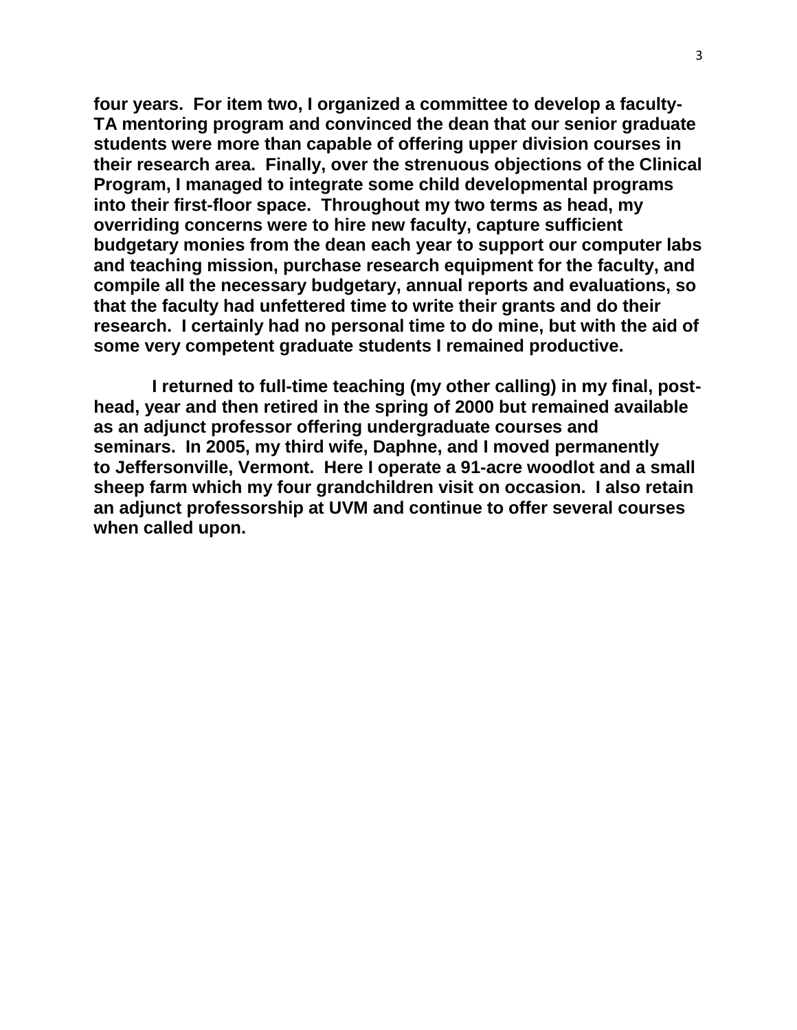**four years. For item two, I organized a committee to develop a faculty-TA mentoring program and convinced the dean that our senior graduate students were more than capable of offering upper division courses in their research area. Finally, over the strenuous objections of the Clinical Program, I managed to integrate some child developmental programs into their first-floor space. Throughout my two terms as head, my overriding concerns were to hire new faculty, capture sufficient budgetary monies from the dean each year to support our computer labs and teaching mission, purchase research equipment for the faculty, and compile all the necessary budgetary, annual reports and evaluations, so that the faculty had unfettered time to write their grants and do their research. I certainly had no personal time to do mine, but with the aid of some very competent graduate students I remained productive.**

**I returned to full-time teaching (my other calling) in my final, post-head, year and then retired in the spring of 2000 but remained available as an adjunct professor offering undergraduate courses and seminars. In 2005, my third wife, Daphne, and I moved permanently to Jeffersonville, Vermont. Here I operate a 91-acre woodlot and a small sheep farm which my four grandchildren visit on occasion. I also retain an adjunct professorship at UVM and continue to offer several courses when called upon.**